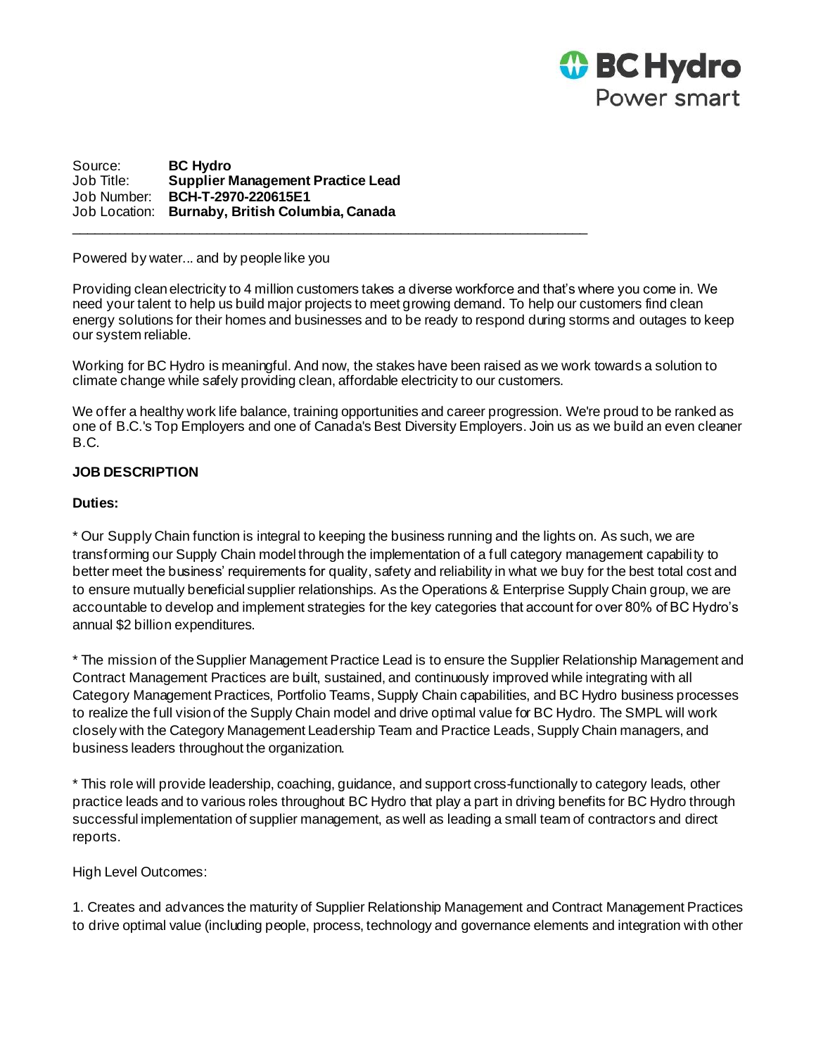Source: **BC Hydro**
Job Title: **Supplier Management Practice Lead**
Job Number: **BCH-T-2970-220615E1**
Job Location: **Burnaby, British Columbia, Canada**

---

Powered by water... and by people like you

Providing clean electricity to 4 million customers takes a diverse workforce and that's where you come in. We need your talent to help us build major projects to meet growing demand. To help our customers find clean energy solutions for their homes and businesses and to be ready to respond during storms and outages to keep our system reliable.

Working for BC Hydro is meaningful. And now, the stakes have been raised as we work towards a solution to climate change while safely providing clean, affordable electricity to our customers.

We offer a healthy work life balance, training opportunities and career progression. We're proud to be ranked as one of B.C.'s Top Employers and one of Canada's Best Diversity Employers. Join us as we build an even cleaner B.C.

**JOB DESCRIPTION**

**Duties:**

* Our Supply Chain function is integral to keeping the business running and the lights on. As such, we are transforming our Supply Chain model through the implementation of a full category management capability to better meet the business' requirements for quality, safety and reliability in what we buy for the best total cost and to ensure mutually beneficial supplier relationships. As the Operations & Enterprise Supply Chain group, we are accountable to develop and implement strategies for the key categories that account for over 80% of BC Hydro's annual $2 billion expenditures.

* The mission of the Supplier Management Practice Lead is to ensure the Supplier Relationship Management and Contract Management Practices are built, sustained, and continuously improved while integrating with all Category Management Practices, Portfolio Teams, Supply Chain capabilities, and BC Hydro business processes to realize the full vision of the Supply Chain model and drive optimal value for BC Hydro. The SMPL will work closely with the Category Management Leadership Team and Practice Leads, Supply Chain managers, and business leaders throughout the organization.

* This role will provide leadership, coaching, guidance, and support cross-functionally to category leads, other practice leads and to various roles throughout BC Hydro that play a part in driving benefits for BC Hydro through successful implementation of supplier management, as well as leading a small team of contractors and direct reports.

High Level Outcomes:

1. Creates and advances the maturity of Supplier Relationship Management and Contract Management Practices to drive optimal value (including people, process, technology and governance elements and integration with other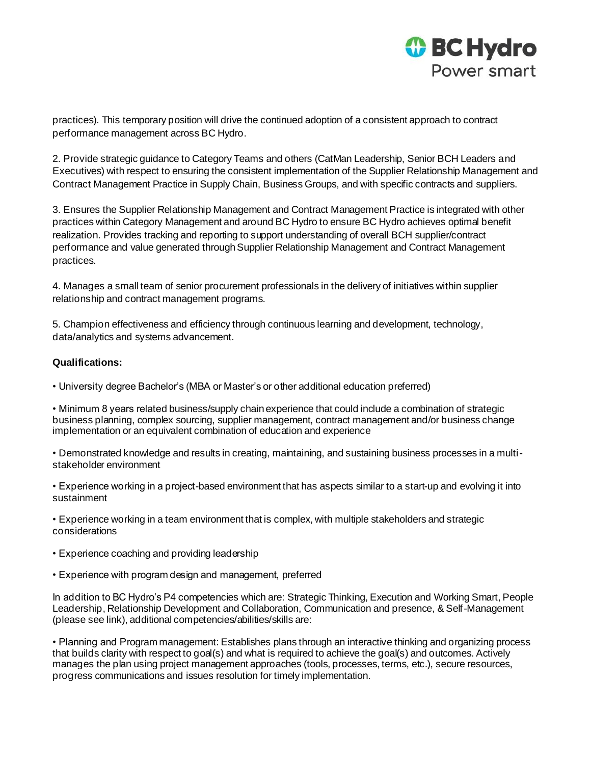practices). This temporary position will drive the continued adoption of a consistent approach to contract performance management across BC Hydro.

2. Provide strategic guidance to Category Teams and others (CatMan Leadership, Senior BCH Leaders and Executives) with respect to ensuring the consistent implementation of the Supplier Relationship Management and Contract Management Practice in Supply Chain, Business Groups, and with specific contracts and suppliers.

3. Ensures the Supplier Relationship Management and Contract Management Practice is integrated with other practices within Category Management and around BC Hydro to ensure BC Hydro achieves optimal benefit realization. Provides tracking and reporting to support understanding of overall BCH supplier/contract performance and value generated through Supplier Relationship Management and Contract Management practices.

4. Manages a small team of senior procurement professionals in the delivery of initiatives within supplier relationship and contract management programs.

5. Champion effectiveness and efficiency through continuous learning and development, technology, data/analytics and systems advancement.

**Qualifications:**

- University degree Bachelor's (MBA or Master's or other additional education preferred)
- Minimum 8 years related business/supply chain experience that could include a combination of strategic business planning, complex sourcing, supplier management, contract management and/or business change implementation or an equivalent combination of education and experience
- Demonstrated knowledge and results in creating, maintaining, and sustaining business processes in a multi-stakeholder environment
- Experience working in a project-based environment that has aspects similar to a start-up and evolving it into sustainment
- Experience working in a team environment that is complex, with multiple stakeholders and strategic considerations
- Experience coaching and providing leadership
- Experience with program design and management, preferred

In addition to BC Hydro's P4 competencies which are: Strategic Thinking, Execution and Working Smart, People Leadership, Relationship Development and Collaboration, Communication and presence, & Self-Management (please see link), additional competencies/abilities/skills are:

- Planning and Program management: Establishes plans through an interactive thinking and organizing process that builds clarity with respect to goal(s) and what is required to achieve the goal(s) and outcomes. Actively manages the plan using project management approaches (tools, processes, terms, etc.), secure resources, progress communications and issues resolution for timely implementation.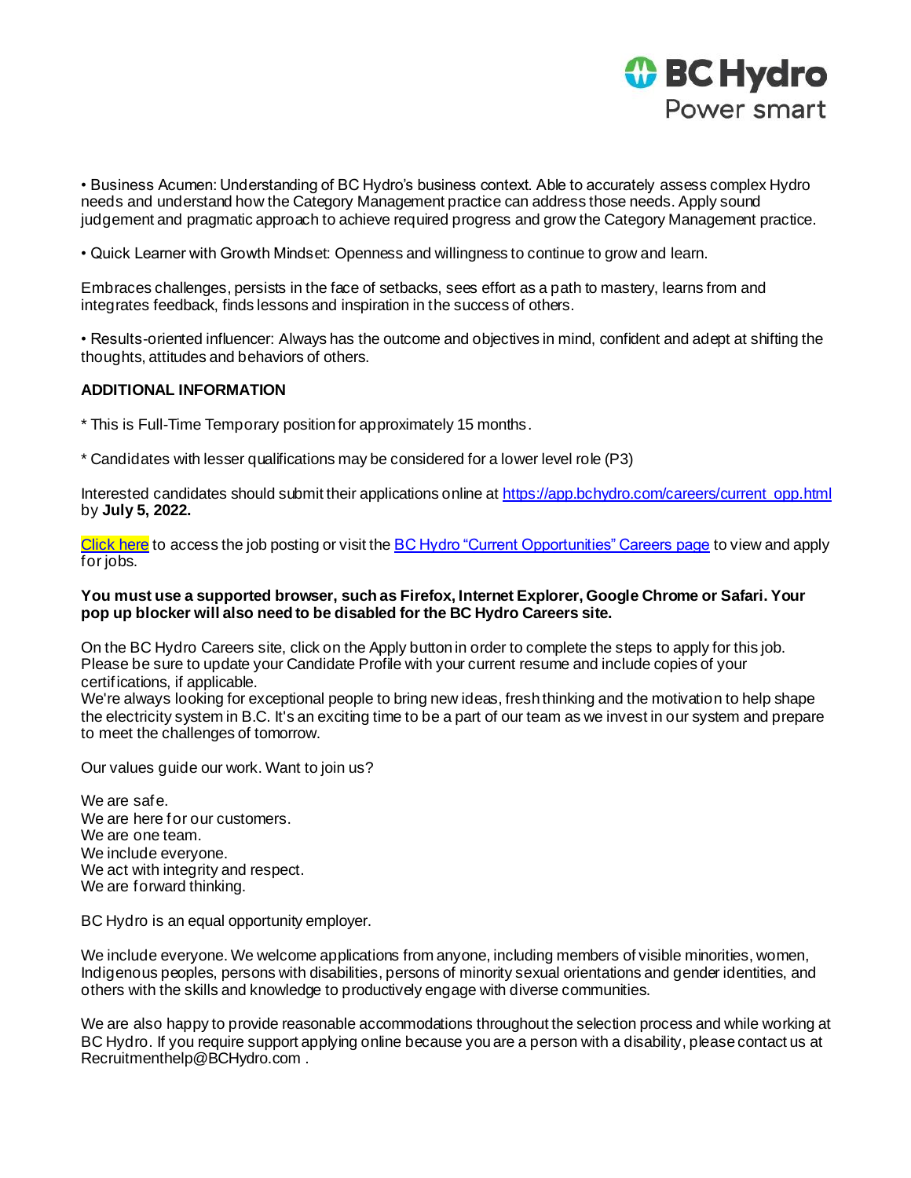• Business Acumen: Understanding of BC Hydro's business context. Able to accurately assess complex Hydro needs and understand how the Category Management practice can address those needs. Apply sound judgement and pragmatic approach to achieve required progress and grow the Category Management practice.

• Quick Learner with Growth Mindset: Openness and willingness to continue to grow and learn.

Embraces challenges, persists in the face of setbacks, sees effort as a path to mastery, learns from and integrates feedback, finds lessons and inspiration in the success of others.

• Results-oriented influencer: Always has the outcome and objectives in mind, confident and adept at shifting the thoughts, attitudes and behaviors of others.

**ADDITIONAL INFORMATION**

* This is Full-Time Temporary position for approximately 15 months.

* Candidates with lesser qualifications may be considered for a lower level role (P3)

Interested candidates should submit their applications online at [https://app.bchydro.com/careers/current_opp.html](https://app.bchydro.com/careers/current_opp.html) by **July 5, 2022.**

Click here to access the job posting or visit the BC Hydro "Current Opportunities" Careers page to view and apply for jobs.

**You must use a supported browser, such as Firefox, Internet Explorer, Google Chrome or Safari. Your pop up blocker will also need to be disabled for the BC Hydro Careers site.**

On the BC Hydro Careers site, click on the Apply button in order to complete the steps to apply for this job. Please be sure to update your Candidate Profile with your current resume and include copies of your certifications, if applicable.
We're always looking for exceptional people to bring new ideas, fresh thinking and the motivation to help shape the electricity system in B.C. It's an exciting time to be a part of our team as we invest in our system and prepare to meet the challenges of tomorrow.

Our values guide our work. Want to join us?

We are safe.
We are here for our customers.
We are one team.
We include everyone.
We act with integrity and respect.
We are forward thinking.

BC Hydro is an equal opportunity employer.

We include everyone. We welcome applications from anyone, including members of visible minorities, women, Indigenous peoples, persons with disabilities, persons of minority sexual orientations and gender identities, and others with the skills and knowledge to productively engage with diverse communities.

We are also happy to provide reasonable accommodations throughout the selection process and while working at BC Hydro. If you require support applying online because you are a person with a disability, please contact us at Recruitmenthelp@BCHydro.com .